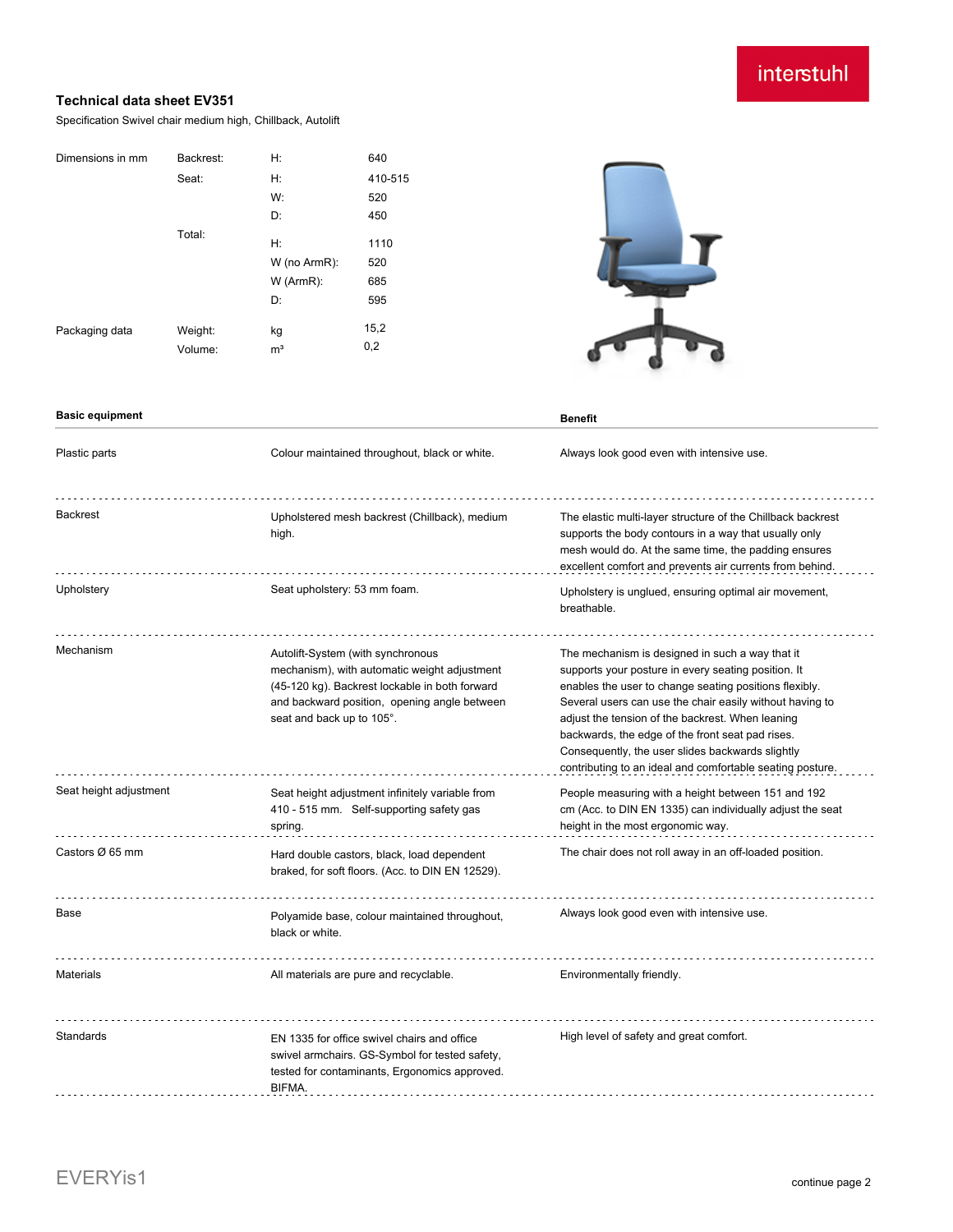interstuhl

## Technical data sheet EV351

Specification Swivel chair medium high, Chillback, Autolift

| Dimensions in mm | Backrest: | H: | 640 |
|---|---|---|---|
| | Seat: | H: | 410-515 |
| | | W: | 520 |
| | | D: | 450 |
| | Total: | H: | 1110 |
| | | W (no ArmR): | 520 |
| | | W (ArmR): | 685 |
| | | D: | 595 |
| Packaging data | Weight: | kg | 15,2 |
| | Volume: | m³ | 0,2 |

| Basic equipment | | Benefit |
|---|---|---|
| Plastic parts | Colour maintained throughout, black or white. | Always look good even with intensive use. |
| Backrest | Upholstered mesh backrest (Chillback), medium high. | The elastic multi-layer structure of the Chillback backrest supports the body contours in a way that usually only mesh would do. At the same time, the padding ensures excellent comfort and prevents air currents from behind. |
| Upholstery | Seat upholstery: 53 mm foam. | Upholstery is unglued, ensuring optimal air movement, breathable. |
| Mechanism | Autolift-System (with synchronous mechanism), with automatic weight adjustment (45-120 kg). Backrest lockable in both forward and backward position, opening angle between seat and back up to 105°. | The mechanism is designed in such a way that it supports your posture in every seating position. It enables the user to change seating positions flexibly. Several users can use the chair easily without having to adjust the tension of the backrest. When leaning backwards, the edge of the front seat pad rises. Consequently, the user slides backwards slightly contributing to an ideal and comfortable seating posture. |
| Seat height adjustment | Seat height adjustment infinitely variable from 410 - 515 mm. Self-supporting safety gas spring. | People measuring with a height between 151 and 192 cm (Acc. to DIN EN 1335) can individually adjust the seat height in the most ergonomic way. |
| Castors Ø 65 mm | Hard double castors, black, load dependent braked, for soft floors. (Acc. to DIN EN 12529). | The chair does not roll away in an off-loaded position. |
| Base | Polyamide base, colour maintained throughout, black or white. | Always look good even with intensive use. |
| Materials | All materials are pure and recyclable. | Environmentally friendly. |
| Standards | EN 1335 for office swivel chairs and office swivel armchairs. GS-Symbol for tested safety, tested for contaminants, Ergonomics approved. BIFMA. | High level of safety and great comfort. |

EVERYis1

continue page 2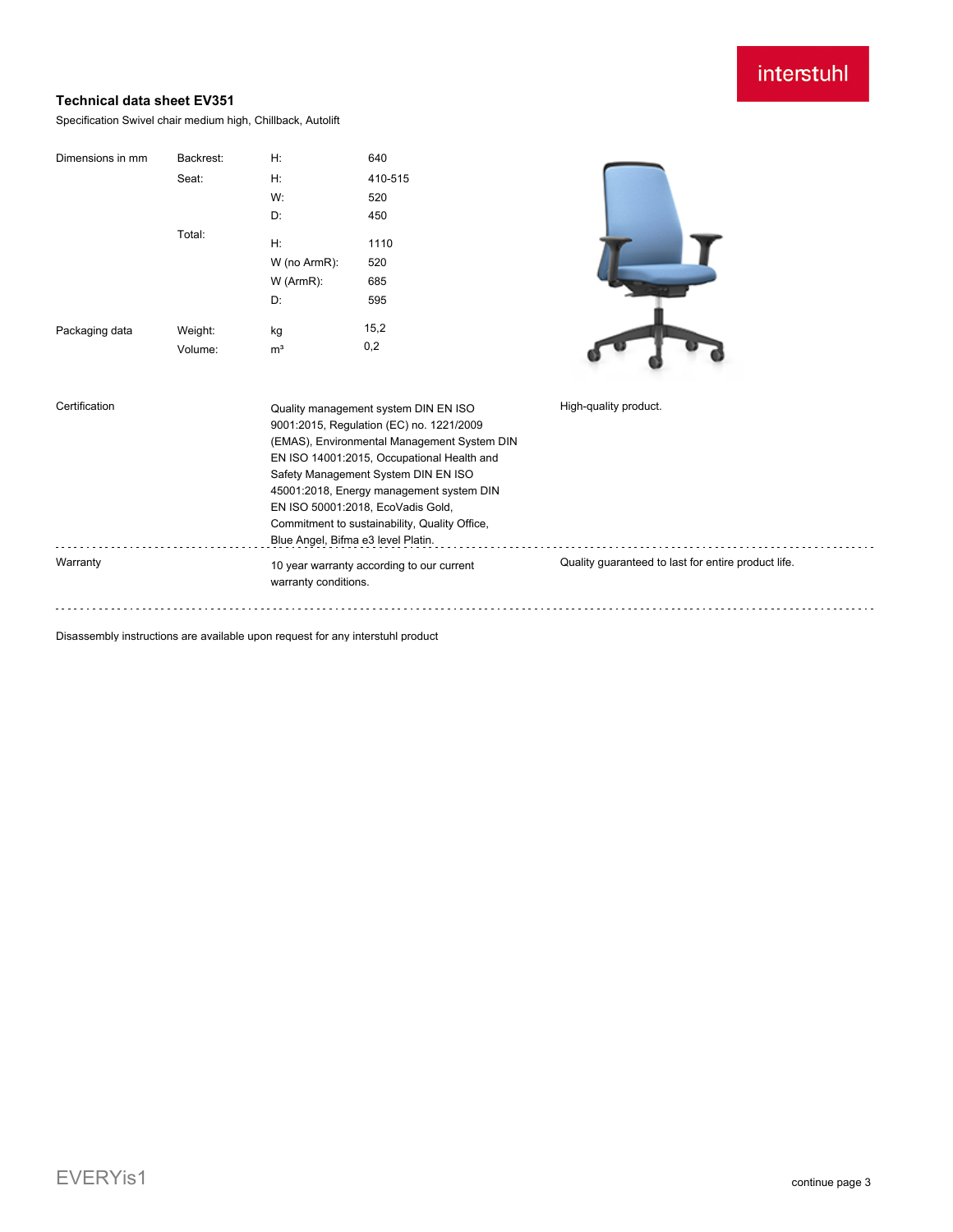### Technical data sheet EV351

Specification Swivel chair medium high, Chillback, Autolift

| Dimensions in mm | Backrest: | H: | 640 |
|---|---|---|---|
| | Seat: | H: | 410-515 |
| | | W: | 520 |
| | | D: | 450 |
| | Total: | H: | 1110 |
| | | W (no ArmR): | 520 |
| | | W (ArmR): | 685 |
| | | D: | 595 |
| Packaging data | Weight: | kg | 15,2 |
| | Volume: | m³ | 0,2 |

| | | |
|---|---|---|
| Certification | Quality management system DIN EN ISO 9001:2015, Regulation (EC) no. 1221/2009 (EMAS), Environmental Management System DIN EN ISO 14001:2015, Occupational Health and Safety Management System DIN EN ISO 45001:2018, Energy management system DIN EN ISO 50001:2018, EcoVadis Gold, Commitment to sustainability, Quality Office, Blue Angel, Bifma e3 level Platin. | High-quality product. |
| Warranty | 10 year warranty according to our current warranty conditions. | Quality guaranteed to last for entire product life. |

Disassembly instructions are available upon request for any interstuhl product

EVERYis1

continue page 3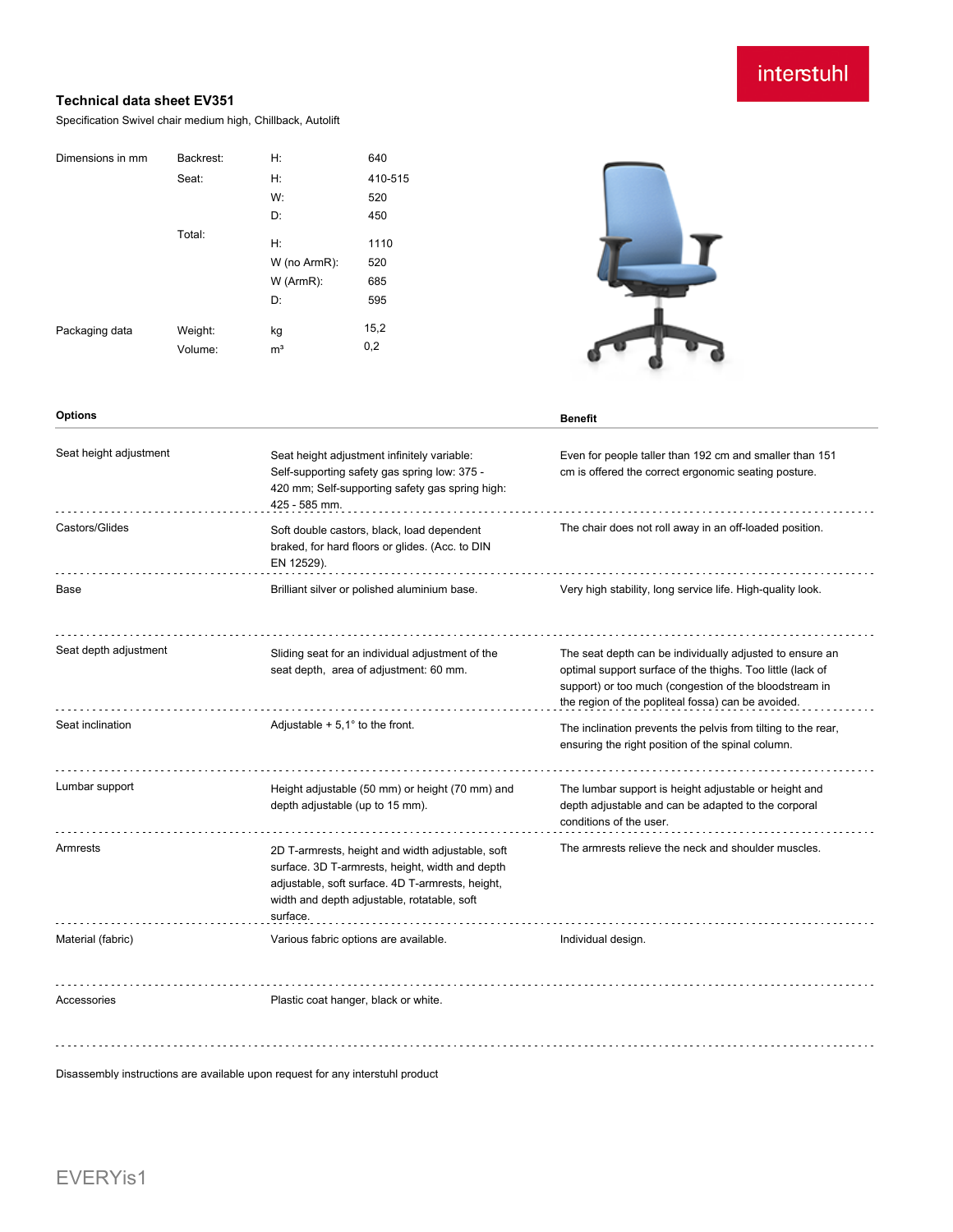interstuhl

# Technical data sheet EV351

Specification Swivel chair medium high, Chillback, Autolift

| | | | |
|---|---|---|---|
| Dimensions in mm | Backrest: | H: | 640 |
| | Seat: | H: | 410-515 |
| | | W: | 520 |
| | | D: | 450 |
| | Total: | H: | 1110 |
| | | W (no ArmR): | 520 |
| | | W (ArmR): | 685 |
| | | D: | 595 |
| Packaging data | Weight: | kg | 15,2 |
| | Volume: | m³ | 0,2 |

| Options | | Benefit |
|---|---|---|
| Seat height adjustment | Seat height adjustment infinitely variable: Self-supporting safety gas spring low: 375 - 420 mm; Self-supporting safety gas spring high: 425 - 585 mm. | Even for people taller than 192 cm and smaller than 151 cm is offered the correct ergonomic seating posture. |
| Castors/Glides | Soft double castors, black, load dependent braked, for hard floors or glides. (Acc. to DIN EN 12529). | The chair does not roll away in an off-loaded position. |
| Base | Brilliant silver or polished aluminium base. | Very high stability, long service life. High-quality look. |
| Seat depth adjustment | Sliding seat for an individual adjustment of the seat depth, area of adjustment: 60 mm. | The seat depth can be individually adjusted to ensure an optimal support surface of the thighs. Too little (lack of support) or too much (congestion of the bloodstream in the region of the popliteal fossa) can be avoided. |
| Seat inclination | Adjustable + 5,1° to the front. | The inclination prevents the pelvis from tilting to the rear, ensuring the right position of the spinal column. |
| Lumbar support | Height adjustable (50 mm) or height (70 mm) and depth adjustable (up to 15 mm). | The lumbar support is height adjustable or height and depth adjustable and can be adapted to the corporal conditions of the user. |
| Armrests | 2D T-armrests, height and width adjustable, soft surface. 3D T-armrests, height, width and depth adjustable, soft surface. 4D T-armrests, height, width and depth adjustable, rotatable, soft surface. | The armrests relieve the neck and shoulder muscles. |
| Material (fabric) | Various fabric options are available. | Individual design. |
| Accessories | Plastic coat hanger, black or white. | |

Disassembly instructions are available upon request for any interstuhl product

EVERYis1